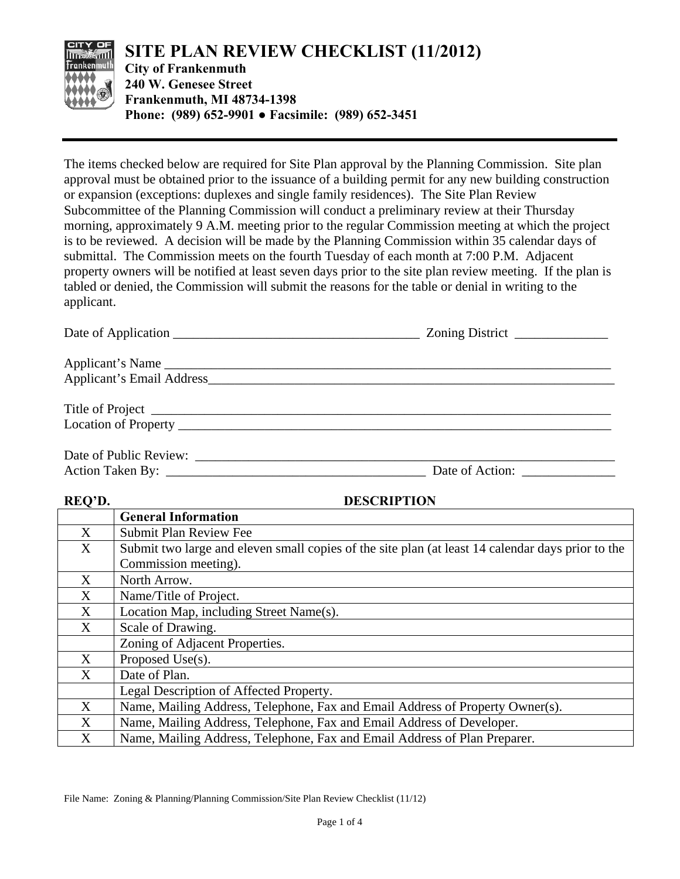# SITE PLAN REVIEW CHECKLIST (11/2012)

**City of Frankenmuth**
**240 W. Genesee Street**
**Frankenmuth, MI 48734-1398**
**Phone: (989) 652-9901 ● Facsimile: (989) 652-3451**

---

The items checked below are required for Site Plan approval by the Planning Commission. Site plan approval must be obtained prior to the issuance of a building permit for any new building construction or expansion (exceptions: duplexes and single family residences). The Site Plan Review Subcommittee of the Planning Commission will conduct a preliminary review at their Thursday morning, approximately 9 A.M. meeting prior to the regular Commission meeting at which the project is to be reviewed. A decision will be made by the Planning Commission within 35 calendar days of submittal. The Commission meets on the fourth Tuesday of each month at 7:00 P.M. Adjacent property owners will be notified at least seven days prior to the site plan review meeting. If the plan is tabled or denied, the Commission will submit the reasons for the table or denial in writing to the applicant.

Date of Application ______________________________________ Zoning District ______________

Applicant's Name ___________________________________________________________________
Applicant's Email Address_____________________________________________________________

Title of Project ______________________________________________________________________
Location of Property _________________________________________________________________

Date of Public Review: _______________________________________________________________
Action Taken By: ________________________________________ Date of Action: ______________

| REQ'D. | DESCRIPTION |
|---|---|
| | **General Information** |
| X | Submit Plan Review Fee |
| X | Submit two large and eleven small copies of the site plan (at least 14 calendar days prior to the Commission meeting). |
| X | North Arrow. |
| X | Name/Title of Project. |
| X | Location Map, including Street Name(s). |
| X | Scale of Drawing. |
| | Zoning of Adjacent Properties. |
| X | Proposed Use(s). |
| X | Date of Plan. |
| | Legal Description of Affected Property. |
| X | Name, Mailing Address, Telephone, Fax and Email Address of Property Owner(s). |
| X | Name, Mailing Address, Telephone, Fax and Email Address of Developer. |
| X | Name, Mailing Address, Telephone, Fax and Email Address of Plan Preparer. |

File Name: Zoning & Planning/Planning Commission/Site Plan Review Checklist (11/12)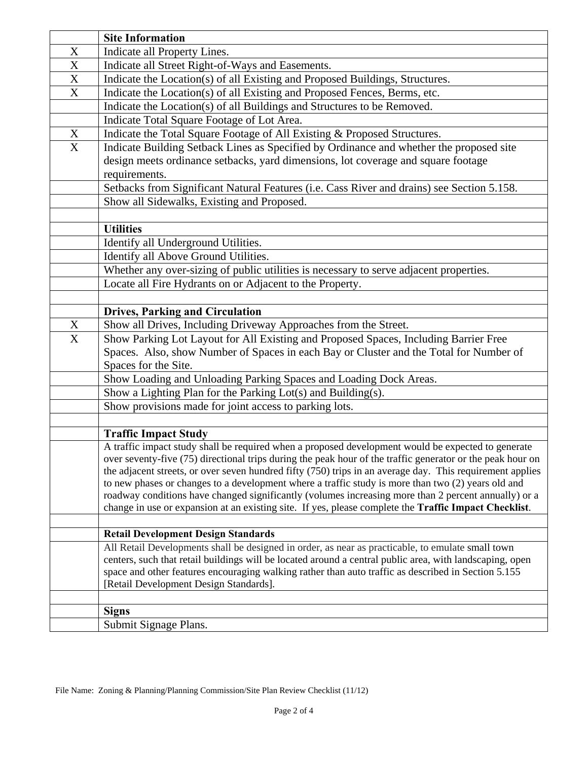| | |
|---|---|
| | **Site Information** |
| X | Indicate all Property Lines. |
| X | Indicate all Street Right-of-Ways and Easements. |
| X | Indicate the Location(s) of all Existing and Proposed Buildings, Structures. |
| X | Indicate the Location(s) of all Existing and Proposed Fences, Berms, etc. |
| | Indicate the Location(s) of all Buildings and Structures to be Removed. |
| | Indicate Total Square Footage of Lot Area. |
| X | Indicate the Total Square Footage of All Existing & Proposed Structures. |
| X | Indicate Building Setback Lines as Specified by Ordinance and whether the proposed site design meets ordinance setbacks, yard dimensions, lot coverage and square footage requirements. |
| | Setbacks from Significant Natural Features (i.e. Cass River and drains) see Section 5.158. |
| | Show all Sidewalks, Existing and Proposed. |
| | |
| | **Utilities** |
| | Identify all Underground Utilities. |
| | Identify all Above Ground Utilities. |
| | Whether any over-sizing of public utilities is necessary to serve adjacent properties. |
| | Locate all Fire Hydrants on or Adjacent to the Property. |
| | |
| | **Drives, Parking and Circulation** |
| X | Show all Drives, Including Driveway Approaches from the Street. |
| X | Show Parking Lot Layout for All Existing and Proposed Spaces, Including Barrier Free Spaces. Also, show Number of Spaces in each Bay or Cluster and the Total for Number of Spaces for the Site. |
| | Show Loading and Unloading Parking Spaces and Loading Dock Areas. |
| | Show a Lighting Plan for the Parking Lot(s) and Building(s). |
| | Show provisions made for joint access to parking lots. |
| | |
| | **Traffic Impact Study** |
| | A traffic impact study shall be required when a proposed development would be expected to generate over seventy-five (75) directional trips during the peak hour of the traffic generator or the peak hour on the adjacent streets, or over seven hundred fifty (750) trips in an average day. This requirement applies to new phases or changes to a development where a traffic study is more than two (2) years old and roadway conditions have changed significantly (volumes increasing more than 2 percent annually) or a change in use or expansion at an existing site. If yes, please complete the **Traffic Impact Checklist**. |
| | |
| | **Retail Development Design Standards** |
| | All Retail Developments shall be designed in order, as near as practicable, to emulate small town centers, such that retail buildings will be located around a central public area, with landscaping, open space and other features encouraging walking rather than auto traffic as described in Section 5.155 [Retail Development Design Standards]. |
| | |
| | **Signs** |
| | Submit Signage Plans. |

File Name: Zoning & Planning/Planning Commission/Site Plan Review Checklist (11/12)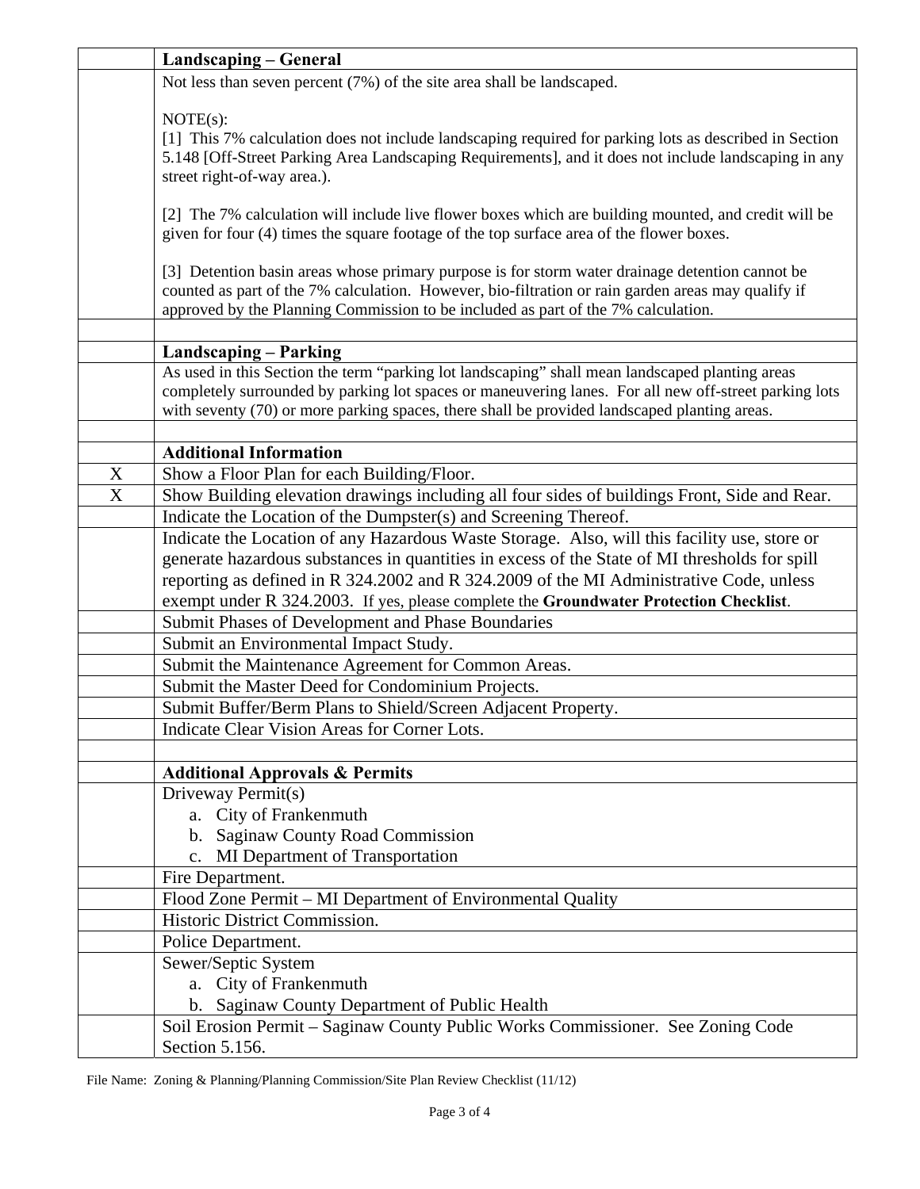| | |
|---|---|
| | **Landscaping – General** |
| | Not less than seven percent (7%) of the site area shall be landscaped.<br><br>NOTE(s):<br>[1] This 7% calculation does not include landscaping required for parking lots as described in Section 5.148 [Off-Street Parking Area Landscaping Requirements], and it does not include landscaping in any street right-of-way area.).<br><br>[2] The 7% calculation will include live flower boxes which are building mounted, and credit will be given for four (4) times the square footage of the top surface area of the flower boxes.<br><br>[3] Detention basin areas whose primary purpose is for storm water drainage detention cannot be counted as part of the 7% calculation. However, bio-filtration or rain garden areas may qualify if approved by the Planning Commission to be included as part of the 7% calculation. |
| | |
| | **Landscaping – Parking** |
| | As used in this Section the term "parking lot landscaping" shall mean landscaped planting areas completely surrounded by parking lot spaces or maneuvering lanes. For all new off-street parking lots with seventy (70) or more parking spaces, there shall be provided landscaped planting areas. |
| | |
| | **Additional Information** |
| X | Show a Floor Plan for each Building/Floor. |
| X | Show Building elevation drawings including all four sides of buildings Front, Side and Rear. |
| | Indicate the Location of the Dumpster(s) and Screening Thereof. |
| | Indicate the Location of any Hazardous Waste Storage. Also, will this facility use, store or generate hazardous substances in quantities in excess of the State of MI thresholds for spill reporting as defined in R 324.2002 and R 324.2009 of the MI Administrative Code, unless exempt under R 324.2003. If yes, please complete the **Groundwater Protection Checklist**. |
| | Submit Phases of Development and Phase Boundaries |
| | Submit an Environmental Impact Study. |
| | Submit the Maintenance Agreement for Common Areas. |
| | Submit the Master Deed for Condominium Projects. |
| | Submit Buffer/Berm Plans to Shield/Screen Adjacent Property. |
| | Indicate Clear Vision Areas for Corner Lots. |
| | |
| | **Additional Approvals & Permits** |
| | Driveway Permit(s)<br>a. City of Frankenmuth<br>b. Saginaw County Road Commission<br>c. MI Department of Transportation |
| | Fire Department. |
| | Flood Zone Permit – MI Department of Environmental Quality |
| | Historic District Commission. |
| | Police Department. |
| | Sewer/Septic System<br>a. City of Frankenmuth<br>b. Saginaw County Department of Public Health |
| | Soil Erosion Permit – Saginaw County Public Works Commissioner. See Zoning Code Section 5.156. |

File Name: Zoning & Planning/Planning Commission/Site Plan Review Checklist (11/12)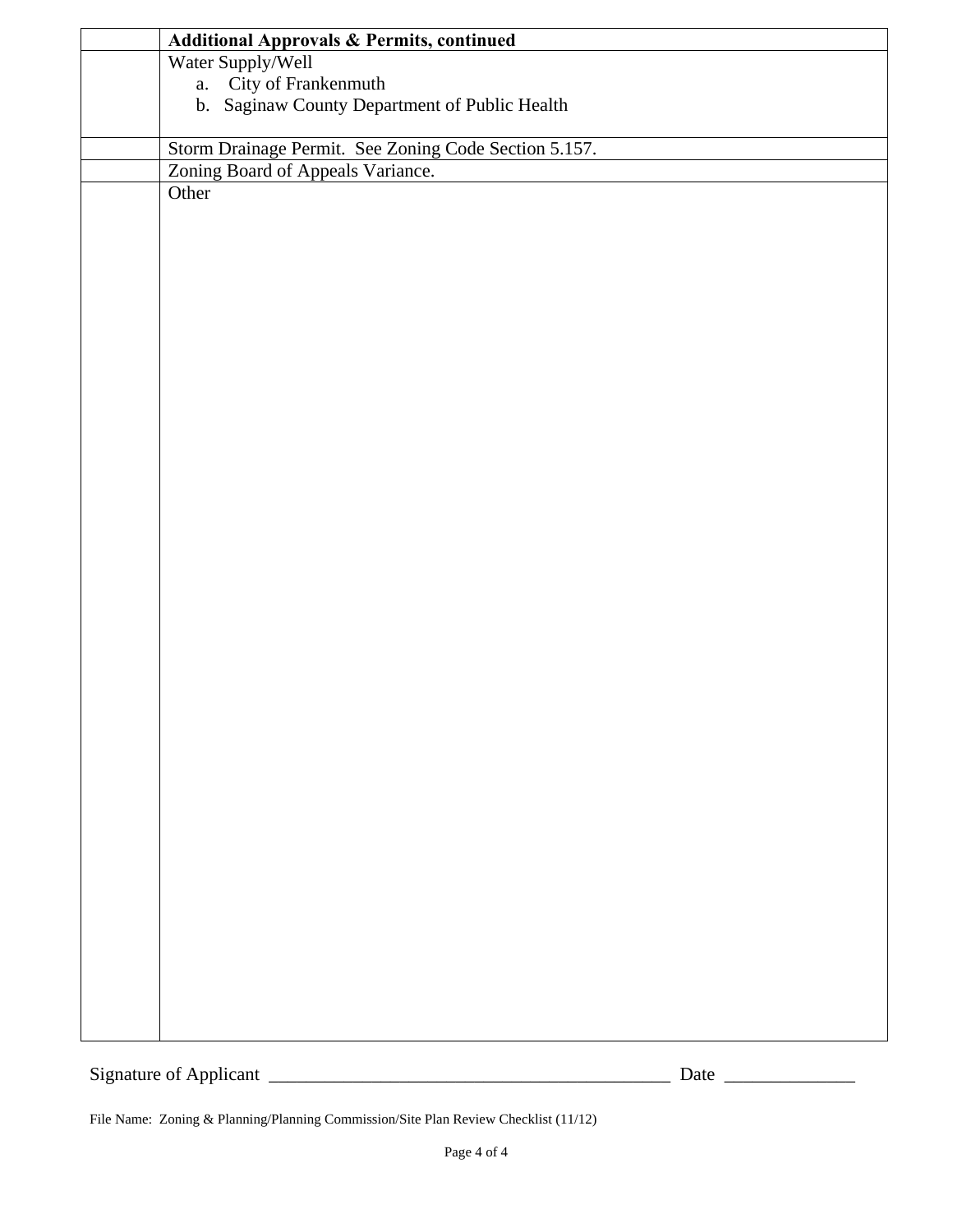| | **Additional Approvals & Permits, continued** |
| --- | --- |
| | Water Supply/Well<br>a. City of Frankenmuth<br>b. Saginaw County Department of Public Health |
| | Storm Drainage Permit. See Zoning Code Section 5.157. |
| | Zoning Board of Appeals Variance. |
| | Other |

Signature of Applicant \_\_\_\_\_\_\_\_\_\_\_\_\_\_\_\_\_\_\_\_\_\_\_\_\_\_\_\_\_\_\_\_\_\_\_\_\_\_\_\_\_\_ Date \_\_\_\_\_\_\_\_\_\_\_\_\_\_

File Name: Zoning & Planning/Planning Commission/Site Plan Review Checklist (11/12)